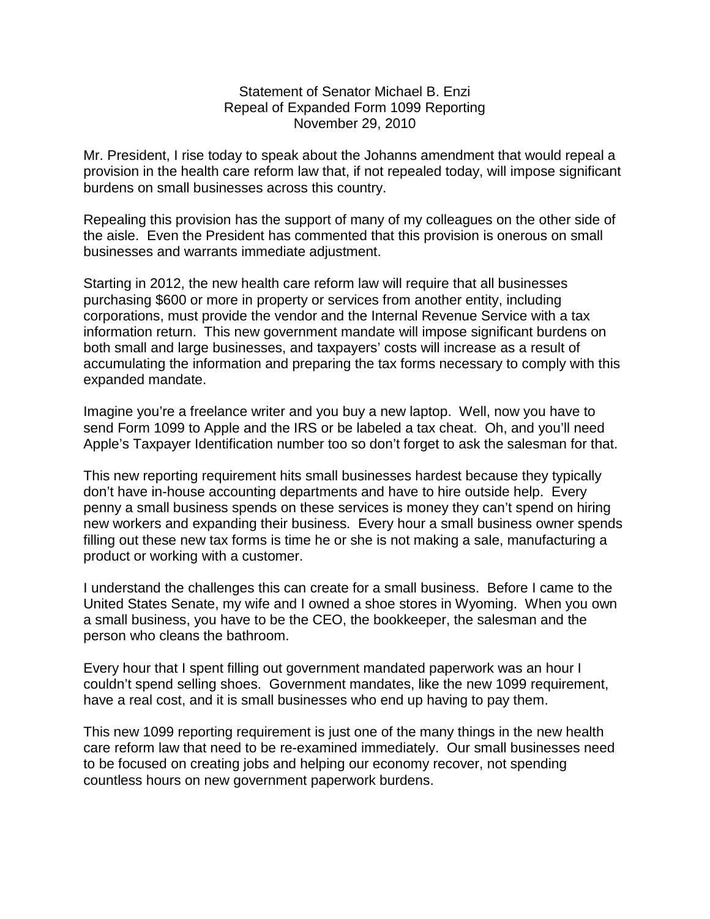Statement of Senator Michael B. Enzi
Repeal of Expanded Form 1099 Reporting
November 29, 2010

Mr. President, I rise today to speak about the Johanns amendment that would repeal a provision in the health care reform law that, if not repealed today, will impose significant burdens on small businesses across this country.

Repealing this provision has the support of many of my colleagues on the other side of the aisle. Even the President has commented that this provision is onerous on small businesses and warrants immediate adjustment.

Starting in 2012, the new health care reform law will require that all businesses purchasing $600 or more in property or services from another entity, including corporations, must provide the vendor and the Internal Revenue Service with a tax information return. This new government mandate will impose significant burdens on both small and large businesses, and taxpayers' costs will increase as a result of accumulating the information and preparing the tax forms necessary to comply with this expanded mandate.

Imagine you're a freelance writer and you buy a new laptop. Well, now you have to send Form 1099 to Apple and the IRS or be labeled a tax cheat. Oh, and you'll need Apple's Taxpayer Identification number too so don't forget to ask the salesman for that.

This new reporting requirement hits small businesses hardest because they typically don't have in-house accounting departments and have to hire outside help. Every penny a small business spends on these services is money they can't spend on hiring new workers and expanding their business. Every hour a small business owner spends filling out these new tax forms is time he or she is not making a sale, manufacturing a product or working with a customer.

I understand the challenges this can create for a small business. Before I came to the United States Senate, my wife and I owned a shoe stores in Wyoming. When you own a small business, you have to be the CEO, the bookkeeper, the salesman and the person who cleans the bathroom.

Every hour that I spent filling out government mandated paperwork was an hour I couldn't spend selling shoes. Government mandates, like the new 1099 requirement, have a real cost, and it is small businesses who end up having to pay them.

This new 1099 reporting requirement is just one of the many things in the new health care reform law that need to be re-examined immediately. Our small businesses need to be focused on creating jobs and helping our economy recover, not spending countless hours on new government paperwork burdens.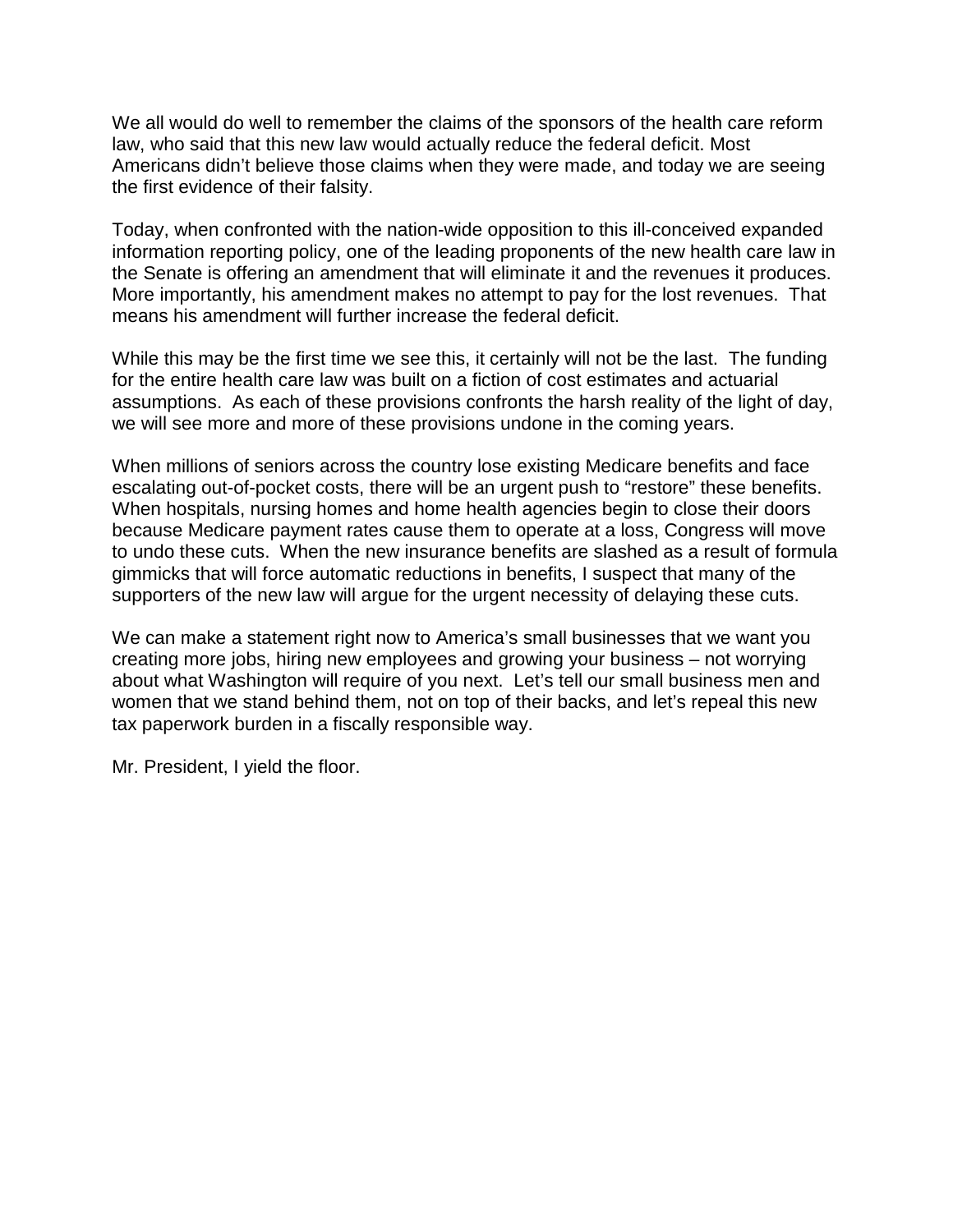We all would do well to remember the claims of the sponsors of the health care reform law, who said that this new law would actually reduce the federal deficit. Most Americans didn't believe those claims when they were made, and today we are seeing the first evidence of their falsity.

Today, when confronted with the nation-wide opposition to this ill-conceived expanded information reporting policy, one of the leading proponents of the new health care law in the Senate is offering an amendment that will eliminate it and the revenues it produces. More importantly, his amendment makes no attempt to pay for the lost revenues. That means his amendment will further increase the federal deficit.

While this may be the first time we see this, it certainly will not be the last. The funding for the entire health care law was built on a fiction of cost estimates and actuarial assumptions. As each of these provisions confronts the harsh reality of the light of day, we will see more and more of these provisions undone in the coming years.

When millions of seniors across the country lose existing Medicare benefits and face escalating out-of-pocket costs, there will be an urgent push to "restore" these benefits. When hospitals, nursing homes and home health agencies begin to close their doors because Medicare payment rates cause them to operate at a loss, Congress will move to undo these cuts. When the new insurance benefits are slashed as a result of formula gimmicks that will force automatic reductions in benefits, I suspect that many of the supporters of the new law will argue for the urgent necessity of delaying these cuts.

We can make a statement right now to America's small businesses that we want you creating more jobs, hiring new employees and growing your business – not worrying about what Washington will require of you next. Let's tell our small business men and women that we stand behind them, not on top of their backs, and let's repeal this new tax paperwork burden in a fiscally responsible way.

Mr. President, I yield the floor.